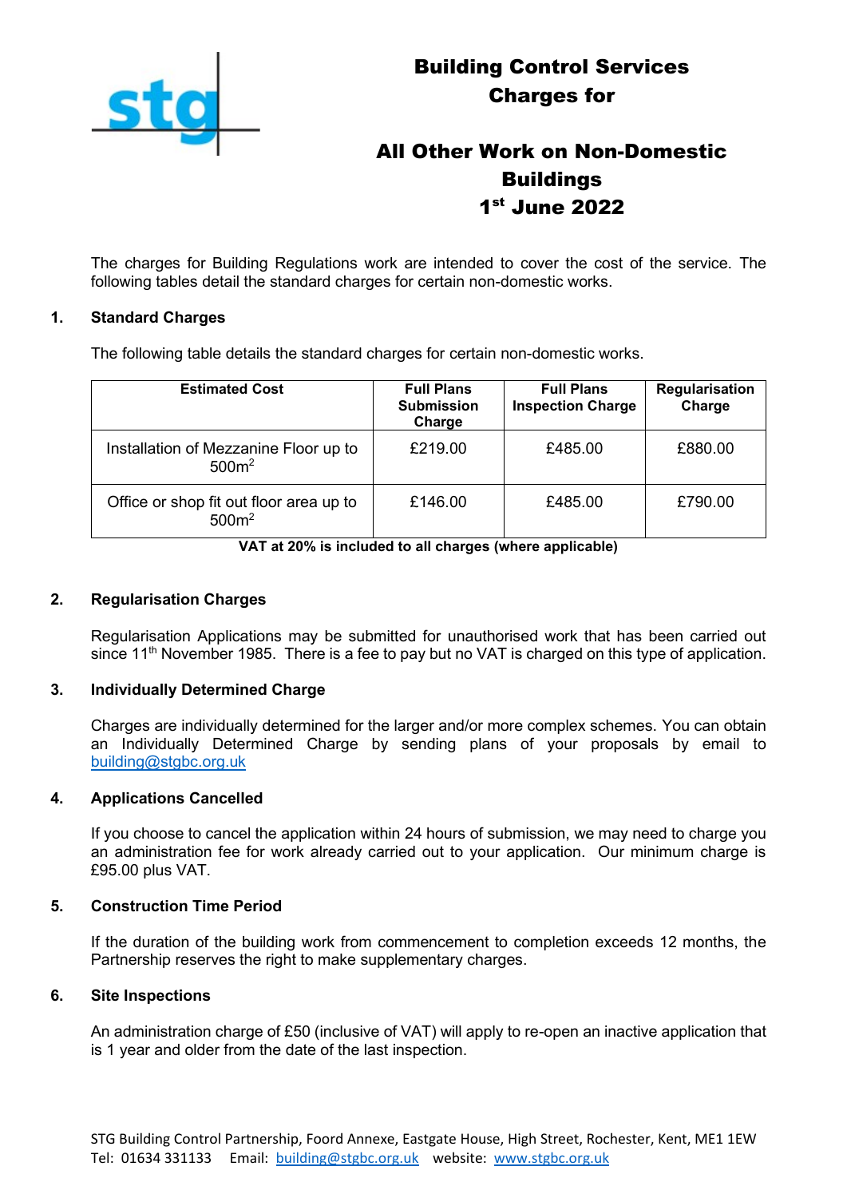# Building Control Services Charges for

# All Other Work on Non-Domestic Buildings 1st June 2022

The charges for Building Regulations work are intended to cover the cost of the service. The following tables detail the standard charges for certain non-domestic works.

## 1. Standard Charges

The following table details the standard charges for certain non-domestic works.

| Estimated Cost | Full Plans Submission Charge | Full Plans Inspection Charge | Regularisation Charge |
|---|---|---|---|
| Installation of Mezzanine Floor up to 500m$^2$ | £219.00 | £485.00 | £880.00 |
| Office or shop fit out floor area up to 500m$^2$ | £146.00 | £485.00 | £790.00 |

**VAT at 20% is included to all charges (where applicable)**

## 2. Regularisation Charges

Regularisation Applications may be submitted for unauthorised work that has been carried out since 11th November 1985. There is a fee to pay but no VAT is charged on this type of application.

## 3. Individually Determined Charge

Charges are individually determined for the larger and/or more complex schemes. You can obtain an Individually Determined Charge by sending plans of your proposals by email to building@stgbc.org.uk

## 4. Applications Cancelled

If you choose to cancel the application within 24 hours of submission, we may need to charge you an administration fee for work already carried out to your application. Our minimum charge is £95.00 plus VAT.

## 5. Construction Time Period

If the duration of the building work from commencement to completion exceeds 12 months, the Partnership reserves the right to make supplementary charges.

## 6. Site Inspections

An administration charge of £50 (inclusive of VAT) will apply to re-open an inactive application that is 1 year and older from the date of the last inspection.

STG Building Control Partnership, Foord Annexe, Eastgate House, High Street, Rochester, Kent, ME1 1EW
Tel: 01634 331133 Email: building@stgbc.org.uk website: www.stgbc.org.uk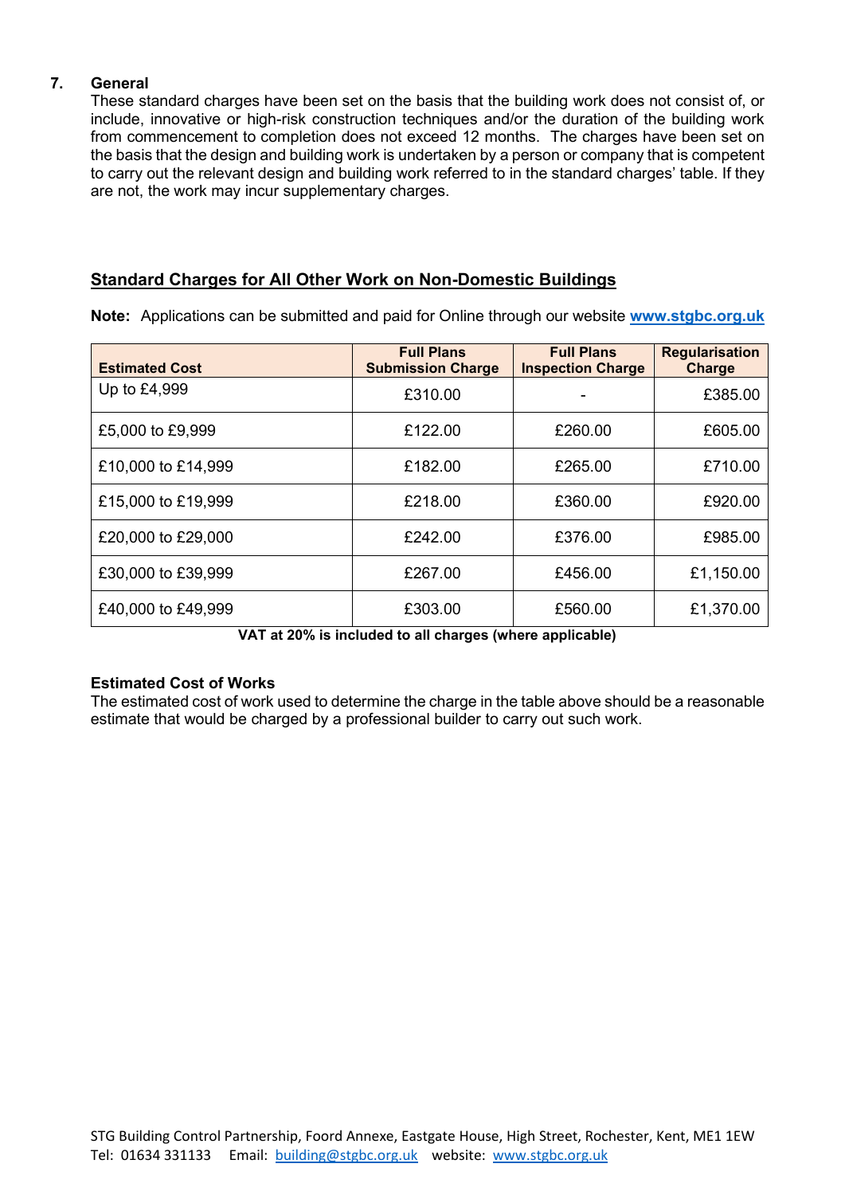## 7. General

These standard charges have been set on the basis that the building work does not consist of, or include, innovative or high-risk construction techniques and/or the duration of the building work from commencement to completion does not exceed 12 months. The charges have been set on the basis that the design and building work is undertaken by a person or company that is competent to carry out the relevant design and building work referred to in the standard charges' table. If they are not, the work may incur supplementary charges.

## Standard Charges for All Other Work on Non-Domestic Buildings

**Note:** Applications can be submitted and paid for Online through our website **www.stgbc.org.uk**

| Estimated Cost | Full Plans Submission Charge | Full Plans Inspection Charge | Regularisation Charge |
|---|---|---|---|
| Up to £4,999 | £310.00 | - | £385.00 |
| £5,000 to £9,999 | £122.00 | £260.00 | £605.00 |
| £10,000 to £14,999 | £182.00 | £265.00 | £710.00 |
| £15,000 to £19,999 | £218.00 | £360.00 | £920.00 |
| £20,000 to £29,000 | £242.00 | £376.00 | £985.00 |
| £30,000 to £39,999 | £267.00 | £456.00 | £1,150.00 |
| £40,000 to £49,999 | £303.00 | £560.00 | £1,370.00 |

**VAT at 20% is included to all charges (where applicable)**

**Estimated Cost of Works**

The estimated cost of work used to determine the charge in the table above should be a reasonable estimate that would be charged by a professional builder to carry out such work.

STG Building Control Partnership, Foord Annexe, Eastgate House, High Street, Rochester, Kent, ME1 1EW
Tel: 01634 331133 Email: building@stgbc.org.uk website: www.stgbc.org.uk